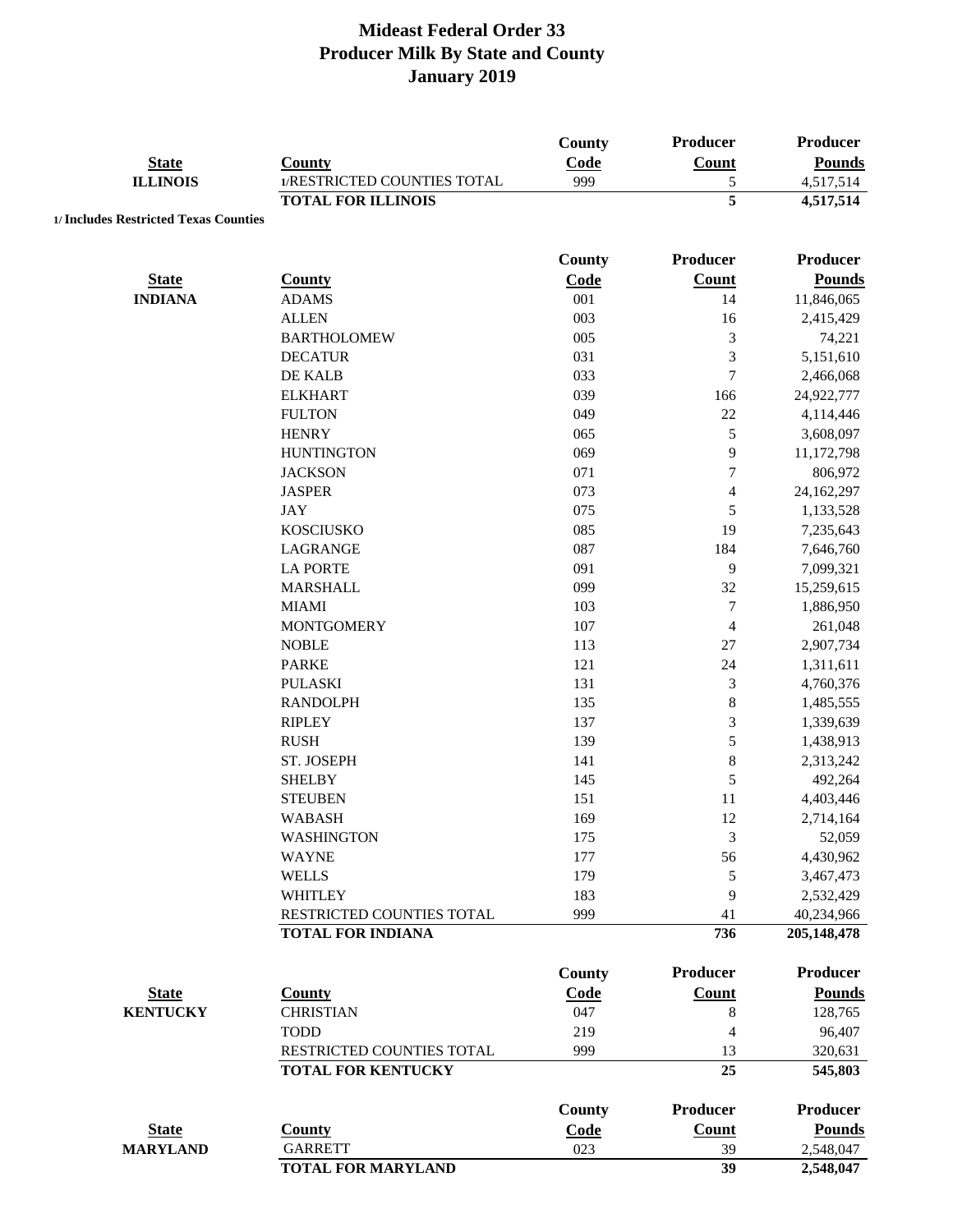# Mideast Federal Order 33
## Producer Milk By State and County
## January 2019

| State | County | County Code | Producer Count | Producer Pounds |
|---|---|---|---|---|
| ILLINOIS | 1/RESTRICTED COUNTIES TOTAL | 999 | 5 | 4,517,514 |
| | **TOTAL FOR ILLINOIS** | | **5** | **4,517,514** |

**1/ Includes Restricted Texas Counties**

| State | County | County Code | Producer Count | Producer Pounds |
|---|---|---|---|---|
| INDIANA | ADAMS | 001 | 14 | 11,846,065 |
| | ALLEN | 003 | 16 | 2,415,429 |
| | BARTHOLOMEW | 005 | 3 | 74,221 |
| | DECATUR | 031 | 3 | 5,151,610 |
| | DE KALB | 033 | 7 | 2,466,068 |
| | ELKHART | 039 | 166 | 24,922,777 |
| | FULTON | 049 | 22 | 4,114,446 |
| | HENRY | 065 | 5 | 3,608,097 |
| | HUNTINGTON | 069 | 9 | 11,172,798 |
| | JACKSON | 071 | 7 | 806,972 |
| | JASPER | 073 | 4 | 24,162,297 |
| | JAY | 075 | 5 | 1,133,528 |
| | KOSCIUSKO | 085 | 19 | 7,235,643 |
| | LAGRANGE | 087 | 184 | 7,646,760 |
| | LA PORTE | 091 | 9 | 7,099,321 |
| | MARSHALL | 099 | 32 | 15,259,615 |
| | MIAMI | 103 | 7 | 1,886,950 |
| | MONTGOMERY | 107 | 4 | 261,048 |
| | NOBLE | 113 | 27 | 2,907,734 |
| | PARKE | 121 | 24 | 1,311,611 |
| | PULASKI | 131 | 3 | 4,760,376 |
| | RANDOLPH | 135 | 8 | 1,485,555 |
| | RIPLEY | 137 | 3 | 1,339,639 |
| | RUSH | 139 | 5 | 1,438,913 |
| | ST. JOSEPH | 141 | 8 | 2,313,242 |
| | SHELBY | 145 | 5 | 492,264 |
| | STEUBEN | 151 | 11 | 4,403,446 |
| | WABASH | 169 | 12 | 2,714,164 |
| | WASHINGTON | 175 | 3 | 52,059 |
| | WAYNE | 177 | 56 | 4,430,962 |
| | WELLS | 179 | 5 | 3,467,473 |
| | WHITLEY | 183 | 9 | 2,532,429 |
| | RESTRICTED COUNTIES TOTAL | 999 | 41 | 40,234,966 |
| | **TOTAL FOR INDIANA** | | **736** | **205,148,478** |

| State | County | County Code | Producer Count | Producer Pounds |
|---|---|---|---|---|
| KENTUCKY | CHRISTIAN | 047 | 8 | 128,765 |
| | TODD | 219 | 4 | 96,407 |
| | RESTRICTED COUNTIES TOTAL | 999 | 13 | 320,631 |
| | **TOTAL FOR KENTUCKY** | | **25** | **545,803** |

| State | County | County Code | Producer Count | Producer Pounds |
|---|---|---|---|---|
| MARYLAND | GARRETT | 023 | 39 | 2,548,047 |
| | **TOTAL FOR MARYLAND** | | **39** | **2,548,047** |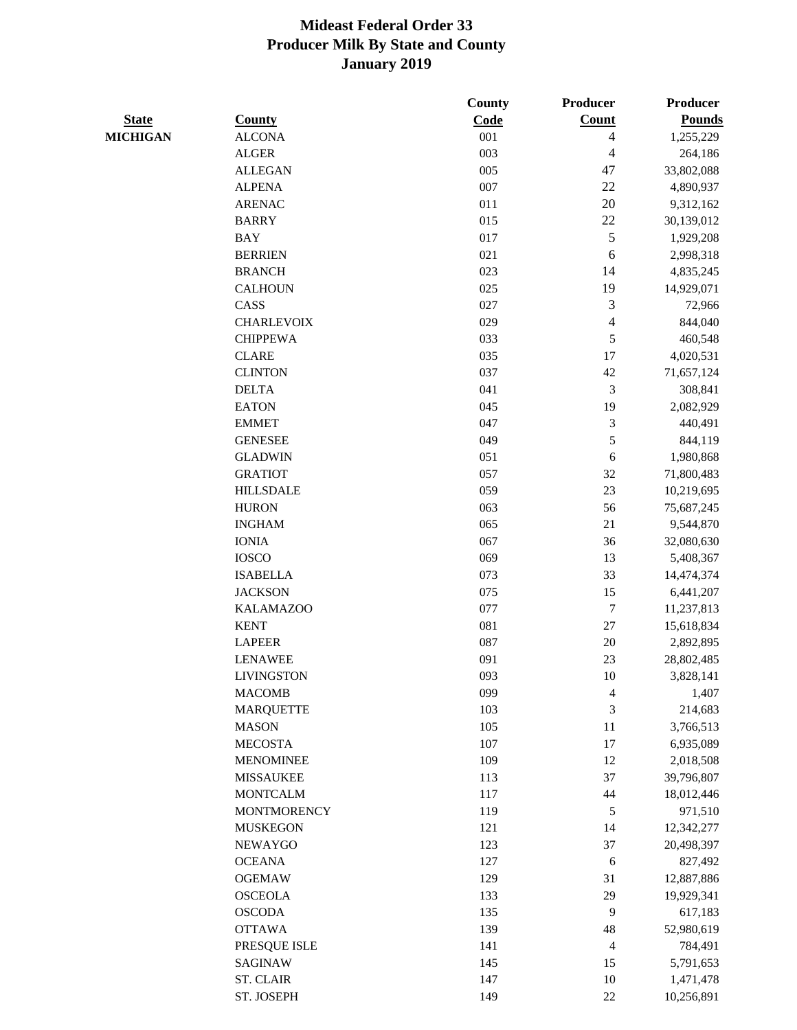# Mideast Federal Order 33
## Producer Milk By State and County
## January 2019

| State | County | County Code | Producer Count | Producer Pounds |
|---|---|---|---|---|
| MICHIGAN | ALCONA | 001 | 4 | 1,255,229 |
| | ALGER | 003 | 4 | 264,186 |
| | ALLEGAN | 005 | 47 | 33,802,088 |
| | ALPENA | 007 | 22 | 4,890,937 |
| | ARENAC | 011 | 20 | 9,312,162 |
| | BARRY | 015 | 22 | 30,139,012 |
| | BAY | 017 | 5 | 1,929,208 |
| | BERRIEN | 021 | 6 | 2,998,318 |
| | BRANCH | 023 | 14 | 4,835,245 |
| | CALHOUN | 025 | 19 | 14,929,071 |
| | CASS | 027 | 3 | 72,966 |
| | CHARLEVOIX | 029 | 4 | 844,040 |
| | CHIPPEWA | 033 | 5 | 460,548 |
| | CLARE | 035 | 17 | 4,020,531 |
| | CLINTON | 037 | 42 | 71,657,124 |
| | DELTA | 041 | 3 | 308,841 |
| | EATON | 045 | 19 | 2,082,929 |
| | EMMET | 047 | 3 | 440,491 |
| | GENESEE | 049 | 5 | 844,119 |
| | GLADWIN | 051 | 6 | 1,980,868 |
| | GRATIOT | 057 | 32 | 71,800,483 |
| | HILLSDALE | 059 | 23 | 10,219,695 |
| | HURON | 063 | 56 | 75,687,245 |
| | INGHAM | 065 | 21 | 9,544,870 |
| | IONIA | 067 | 36 | 32,080,630 |
| | IOSCO | 069 | 13 | 5,408,367 |
| | ISABELLA | 073 | 33 | 14,474,374 |
| | JACKSON | 075 | 15 | 6,441,207 |
| | KALAMAZOO | 077 | 7 | 11,237,813 |
| | KENT | 081 | 27 | 15,618,834 |
| | LAPEER | 087 | 20 | 2,892,895 |
| | LENAWEE | 091 | 23 | 28,802,485 |
| | LIVINGSTON | 093 | 10 | 3,828,141 |
| | MACOMB | 099 | 4 | 1,407 |
| | MARQUETTE | 103 | 3 | 214,683 |
| | MASON | 105 | 11 | 3,766,513 |
| | MECOSTA | 107 | 17 | 6,935,089 |
| | MENOMINEE | 109 | 12 | 2,018,508 |
| | MISSAUKEE | 113 | 37 | 39,796,807 |
| | MONTCALM | 117 | 44 | 18,012,446 |
| | MONTMORENCY | 119 | 5 | 971,510 |
| | MUSKEGON | 121 | 14 | 12,342,277 |
| | NEWAYGO | 123 | 37 | 20,498,397 |
| | OCEANA | 127 | 6 | 827,492 |
| | OGEMAW | 129 | 31 | 12,887,886 |
| | OSCEOLA | 133 | 29 | 19,929,341 |
| | OSCODA | 135 | 9 | 617,183 |
| | OTTAWA | 139 | 48 | 52,980,619 |
| | PRESQUE ISLE | 141 | 4 | 784,491 |
| | SAGINAW | 145 | 15 | 5,791,653 |
| | ST. CLAIR | 147 | 10 | 1,471,478 |
| | ST. JOSEPH | 149 | 22 | 10,256,891 |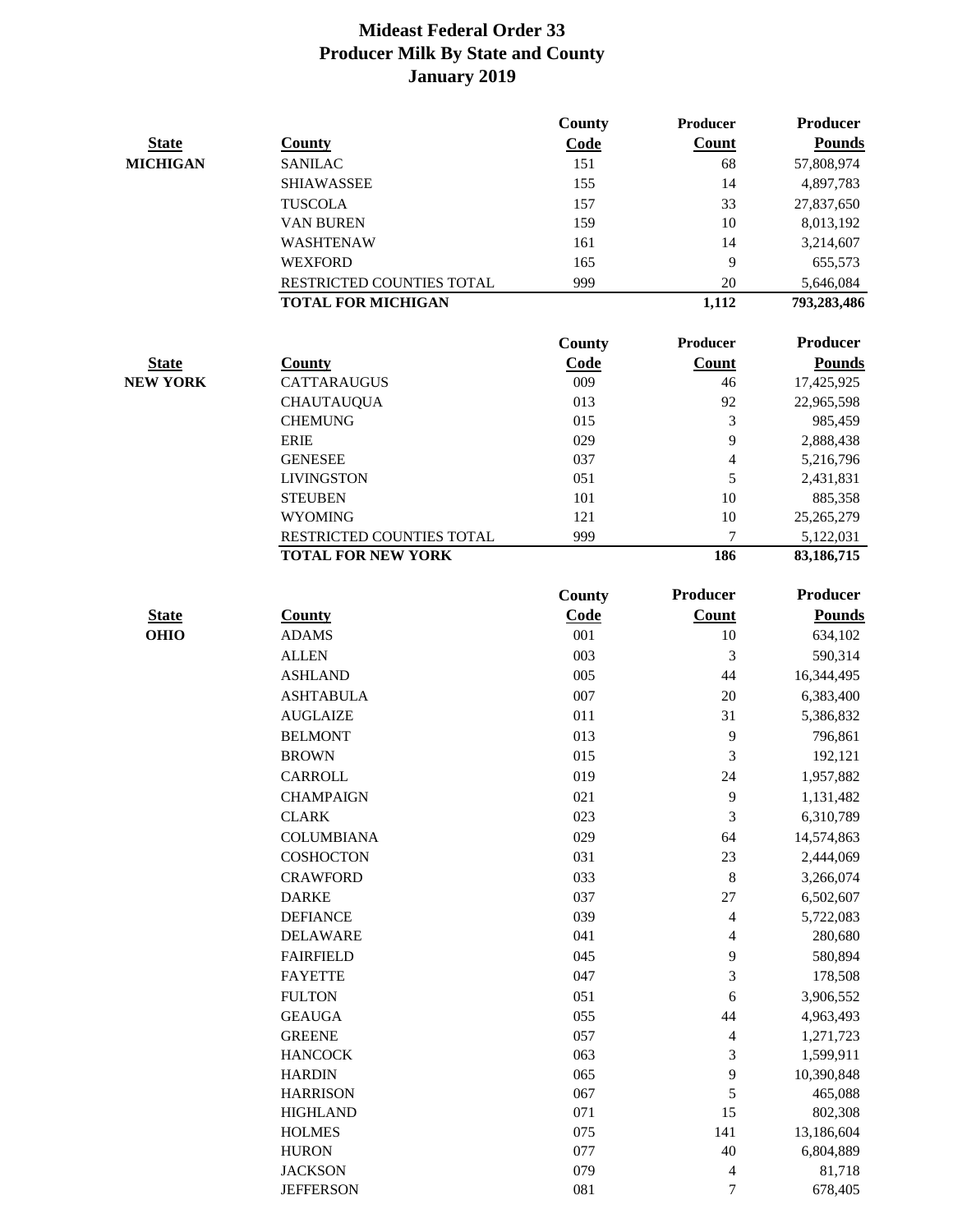# Mideast Federal Order 33
## Producer Milk By State and County
## January 2019

| State | County | County Code | Producer Count | Producer Pounds |
|---|---|---|---|---|
| MICHIGAN | SANILAC | 151 | 68 | 57,808,974 |
| | SHIAWASSEE | 155 | 14 | 4,897,783 |
| | TUSCOLA | 157 | 33 | 27,837,650 |
| | VAN BUREN | 159 | 10 | 8,013,192 |
| | WASHTENAW | 161 | 14 | 3,214,607 |
| | WEXFORD | 165 | 9 | 655,573 |
| | RESTRICTED COUNTIES TOTAL | 999 | 20 | 5,646,084 |
| | **TOTAL FOR MICHIGAN** | | **1,112** | **793,283,486** |

| State | County | County Code | Producer Count | Producer Pounds |
|---|---|---|---|---|
| NEW YORK | CATTARAUGUS | 009 | 46 | 17,425,925 |
| | CHAUTAUQUA | 013 | 92 | 22,965,598 |
| | CHEMUNG | 015 | 3 | 985,459 |
| | ERIE | 029 | 9 | 2,888,438 |
| | GENESEE | 037 | 4 | 5,216,796 |
| | LIVINGSTON | 051 | 5 | 2,431,831 |
| | STEUBEN | 101 | 10 | 885,358 |
| | WYOMING | 121 | 10 | 25,265,279 |
| | RESTRICTED COUNTIES TOTAL | 999 | 7 | 5,122,031 |
| | **TOTAL FOR NEW YORK** | | **186** | **83,186,715** |

| State | County | County Code | Producer Count | Producer Pounds |
|---|---|---|---|---|
| OHIO | ADAMS | 001 | 10 | 634,102 |
| | ALLEN | 003 | 3 | 590,314 |
| | ASHLAND | 005 | 44 | 16,344,495 |
| | ASHTABULA | 007 | 20 | 6,383,400 |
| | AUGLAIZE | 011 | 31 | 5,386,832 |
| | BELMONT | 013 | 9 | 796,861 |
| | BROWN | 015 | 3 | 192,121 |
| | CARROLL | 019 | 24 | 1,957,882 |
| | CHAMPAIGN | 021 | 9 | 1,131,482 |
| | CLARK | 023 | 3 | 6,310,789 |
| | COLUMBIANA | 029 | 64 | 14,574,863 |
| | COSHOCTON | 031 | 23 | 2,444,069 |
| | CRAWFORD | 033 | 8 | 3,266,074 |
| | DARKE | 037 | 27 | 6,502,607 |
| | DEFIANCE | 039 | 4 | 5,722,083 |
| | DELAWARE | 041 | 4 | 280,680 |
| | FAIRFIELD | 045 | 9 | 580,894 |
| | FAYETTE | 047 | 3 | 178,508 |
| | FULTON | 051 | 6 | 3,906,552 |
| | GEAUGA | 055 | 44 | 4,963,493 |
| | GREENE | 057 | 4 | 1,271,723 |
| | HANCOCK | 063 | 3 | 1,599,911 |
| | HARDIN | 065 | 9 | 10,390,848 |
| | HARRISON | 067 | 5 | 465,088 |
| | HIGHLAND | 071 | 15 | 802,308 |
| | HOLMES | 075 | 141 | 13,186,604 |
| | HURON | 077 | 40 | 6,804,889 |
| | JACKSON | 079 | 4 | 81,718 |
| | JEFFERSON | 081 | 7 | 678,405 |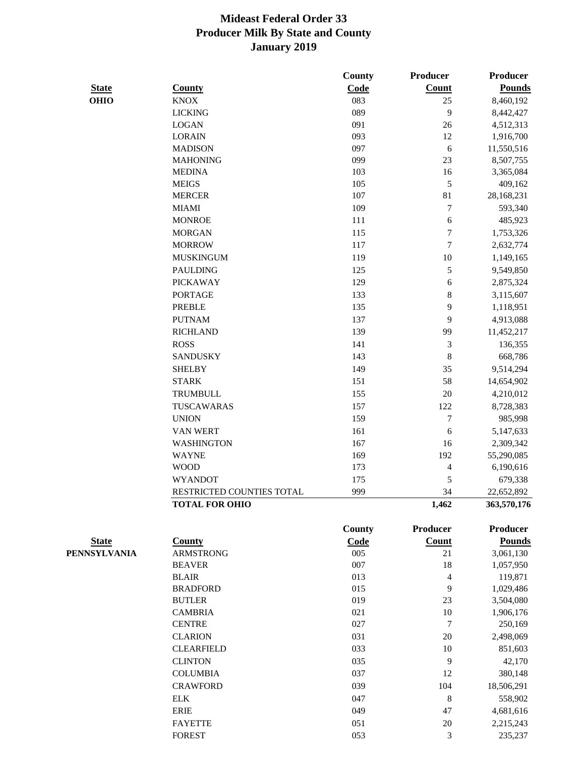# Mideast Federal Order 33
## Producer Milk By State and County
## January 2019

| State | County | County Code | Producer Count | Producer Pounds |
|---|---|---|---|---|
| OHIO | KNOX | 083 | 25 | 8,460,192 |
| | LICKING | 089 | 9 | 8,442,427 |
| | LOGAN | 091 | 26 | 4,512,313 |
| | LORAIN | 093 | 12 | 1,916,700 |
| | MADISON | 097 | 6 | 11,550,516 |
| | MAHONING | 099 | 23 | 8,507,755 |
| | MEDINA | 103 | 16 | 3,365,084 |
| | MEIGS | 105 | 5 | 409,162 |
| | MERCER | 107 | 81 | 28,168,231 |
| | MIAMI | 109 | 7 | 593,340 |
| | MONROE | 111 | 6 | 485,923 |
| | MORGAN | 115 | 7 | 1,753,326 |
| | MORROW | 117 | 7 | 2,632,774 |
| | MUSKINGUM | 119 | 10 | 1,149,165 |
| | PAULDING | 125 | 5 | 9,549,850 |
| | PICKAWAY | 129 | 6 | 2,875,324 |
| | PORTAGE | 133 | 8 | 3,115,607 |
| | PREBLE | 135 | 9 | 1,118,951 |
| | PUTNAM | 137 | 9 | 4,913,088 |
| | RICHLAND | 139 | 99 | 11,452,217 |
| | ROSS | 141 | 3 | 136,355 |
| | SANDUSKY | 143 | 8 | 668,786 |
| | SHELBY | 149 | 35 | 9,514,294 |
| | STARK | 151 | 58 | 14,654,902 |
| | TRUMBULL | 155 | 20 | 4,210,012 |
| | TUSCAWARAS | 157 | 122 | 8,728,383 |
| | UNION | 159 | 7 | 985,998 |
| | VAN WERT | 161 | 6 | 5,147,633 |
| | WASHINGTON | 167 | 16 | 2,309,342 |
| | WAYNE | 169 | 192 | 55,290,085 |
| | WOOD | 173 | 4 | 6,190,616 |
| | WYANDOT | 175 | 5 | 679,338 |
| | RESTRICTED COUNTIES TOTAL | 999 | 34 | 22,652,892 |
| | **TOTAL FOR OHIO** | | **1,462** | **363,570,176** |

| State | County | County Code | Producer Count | Producer Pounds |
|---|---|---|---|---|
| PENNSYLVANIA | ARMSTRONG | 005 | 21 | 3,061,130 |
| | BEAVER | 007 | 18 | 1,057,950 |
| | BLAIR | 013 | 4 | 119,871 |
| | BRADFORD | 015 | 9 | 1,029,486 |
| | BUTLER | 019 | 23 | 3,504,080 |
| | CAMBRIA | 021 | 10 | 1,906,176 |
| | CENTRE | 027 | 7 | 250,169 |
| | CLARION | 031 | 20 | 2,498,069 |
| | CLEARFIELD | 033 | 10 | 851,603 |
| | CLINTON | 035 | 9 | 42,170 |
| | COLUMBIA | 037 | 12 | 380,148 |
| | CRAWFORD | 039 | 104 | 18,506,291 |
| | ELK | 047 | 8 | 558,902 |
| | ERIE | 049 | 47 | 4,681,616 |
| | FAYETTE | 051 | 20 | 2,215,243 |
| | FOREST | 053 | 3 | 235,237 |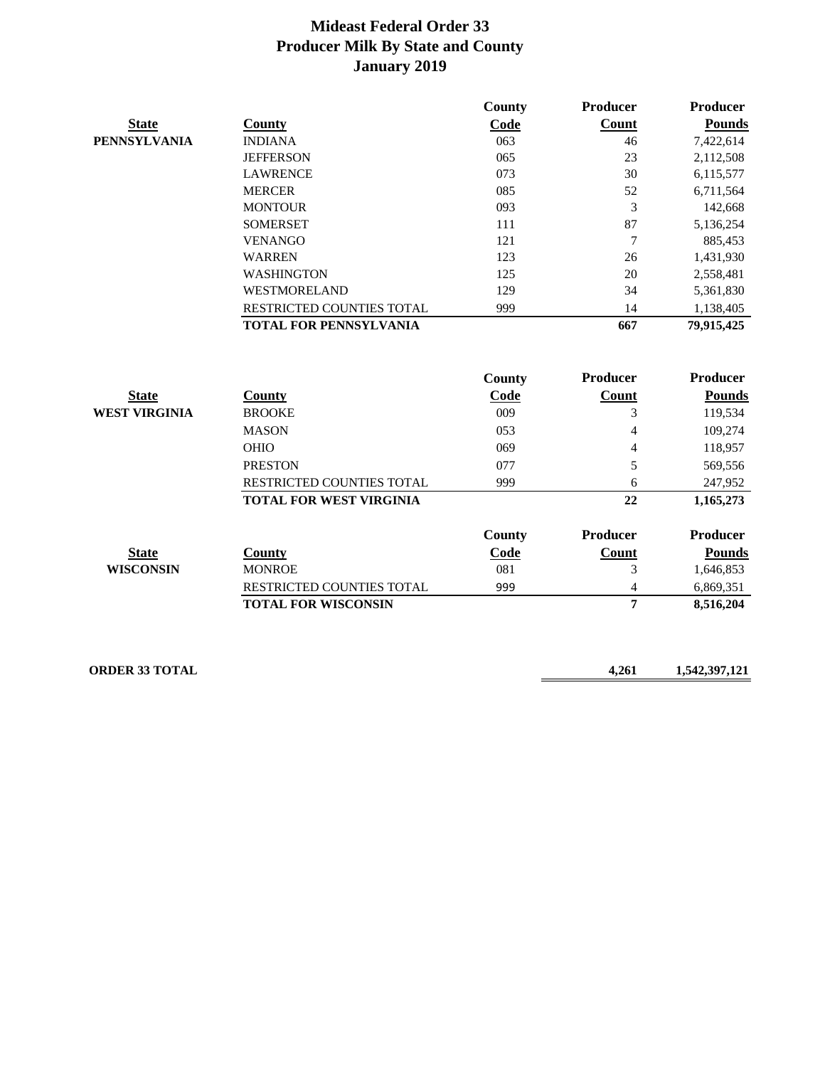# Mideast Federal Order 33
## Producer Milk By State and County
## January 2019

| State | County | County Code | Producer Count | Producer Pounds |
|---|---|---|---|---|
| PENNSYLVANIA | INDIANA | 063 | 46 | 7,422,614 |
| | JEFFERSON | 065 | 23 | 2,112,508 |
| | LAWRENCE | 073 | 30 | 6,115,577 |
| | MERCER | 085 | 52 | 6,711,564 |
| | MONTOUR | 093 | 3 | 142,668 |
| | SOMERSET | 111 | 87 | 5,136,254 |
| | VENANGO | 121 | 7 | 885,453 |
| | WARREN | 123 | 26 | 1,431,930 |
| | WASHINGTON | 125 | 20 | 2,558,481 |
| | WESTMORELAND | 129 | 34 | 5,361,830 |
| | RESTRICTED COUNTIES TOTAL | 999 | 14 | 1,138,405 |
| | **TOTAL FOR PENNSYLVANIA** | | **667** | **79,915,425** |

| State | County | County Code | Producer Count | Producer Pounds |
|---|---|---|---|---|
| WEST VIRGINIA | BROOKE | 009 | 3 | 119,534 |
| | MASON | 053 | 4 | 109,274 |
| | OHIO | 069 | 4 | 118,957 |
| | PRESTON | 077 | 5 | 569,556 |
| | RESTRICTED COUNTIES TOTAL | 999 | 6 | 247,952 |
| | **TOTAL FOR WEST VIRGINIA** | | **22** | **1,165,273** |

| State | County | County Code | Producer Count | Producer Pounds |
|---|---|---|---|---|
| WISCONSIN | MONROE | 081 | 3 | 1,646,853 |
| | RESTRICTED COUNTIES TOTAL | 999 | 4 | 6,869,351 |
| | **TOTAL FOR WISCONSIN** | | **7** | **8,516,204** |

| | Producer Count | Producer Pounds |
|---|---|---|
| **ORDER 33 TOTAL** | **4,261** | **1,542,397,121** |